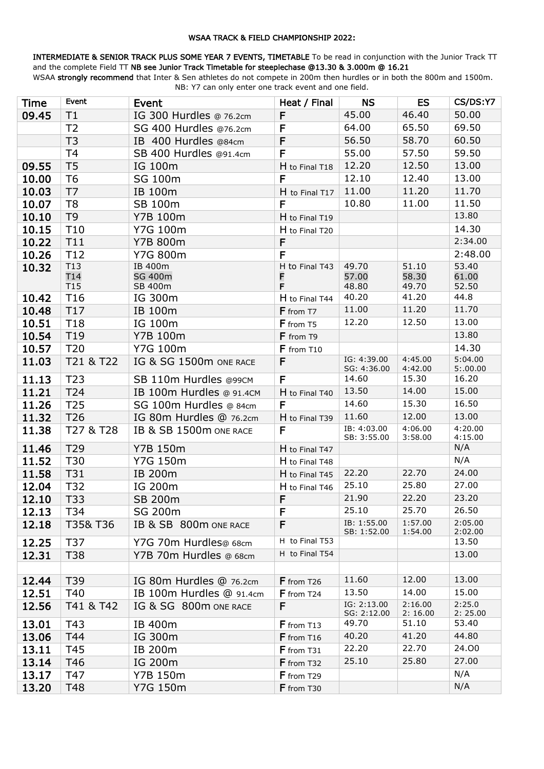# WSAA TRACK & FIELD CHAMPIONSHIP 2022:

**INTERMEDIATE & SENIOR TRACK PLUS SOME YEAR 7 EVENTS, TIMETABLE** To be read in conjunction with the Junior Track TT and the complete Field TT **NB see Junior Track Timetable for steeplechase @13.30 & 3.000m @ 16.21**

WSAA **strongly recommend** that Inter & Sen athletes do not compete in 200m then hurdles or in both the 800m and 1500m.

NB: Y7 can only enter one track event and one field.

| Time | Event | Event | Heat / Final | NS | ES | CS/DS:Y7 |
|---|---|---|---|---|---|---|
| 09.45 | T1 | IG 300 Hurdles @ 76.2cm | F | 45.00 | 46.40 | 50.00 |
| | T2 | SG 400 Hurdles @76.2cm | F | 64.00 | 65.50 | 69.50 |
| | T3 | IB 400 Hurdles @84cm | F | 56.50 | 58.70 | 60.50 |
| | T4 | SB 400 Hurdles @91.4cm | F | 55.00 | 57.50 | 59.50 |
| 09.55 | T5 | IG 100m | H to Final T18 | 12.20 | 12.50 | 13.00 |
| 10.00 | T6 | SG 100m | F | 12.10 | 12.40 | 13.00 |
| 10.03 | T7 | IB 100m | H to Final T17 | 11.00 | 11.20 | 11.70 |
| 10.07 | T8 | SB 100m | F | 10.80 | 11.00 | 11.50 |
| 10.10 | T9 | Y7B 100m | H to Final T19 | | | 13.80 |
| 10.15 | T10 | Y7G 100m | H to Final T20 | | | 14.30 |
| 10.22 | T11 | Y7B 800m | F | | | 2:34.00 |
| 10.26 | T12 | Y7G 800m | F | | | 2:48.00 |
| 10.32 | T13<br>T14<br>T15 | IB 400m<br>SG 400m<br>SB 400m | H to Final T43<br>F<br>F | 49.70<br>57.00<br>48.80 | 51.10<br>58.30<br>49.70 | 53.40<br>61.00<br>52.50 |
| 10.42 | T16 | IG 300m | H to Final T44 | 40.20 | 41.20 | 44.8 |
| 10.48 | T17 | IB 100m | F from T7 | 11.00 | 11.20 | 11.70 |
| 10.51 | T18 | IG 100m | F from T5 | 12.20 | 12.50 | 13.00 |
| 10.54 | T19 | Y7B 100m | F from T9 | | | 13.80 |
| 10.57 | T20 | Y7G 100m | F from T10 | | | 14.30 |
| 11.03 | T21 & T22 | IG & SG 1500m ONE RACE | F | IG: 4:39.00<br>SG: 4:36.00 | 4:45.00<br>4:42.00 | 5:04.00<br>5:.00.00 |
| 11.13 | T23 | SB 110m Hurdles @99CM | F | 14.60 | 15.30 | 16.20 |
| 11.21 | T24 | IB 100m Hurdles @ 91.4CM | H to Final T40 | 13.50 | 14.00 | 15.00 |
| 11.26 | T25 | SG 100m Hurdles @ 84cm | F | 14.60 | 15.30 | 16.50 |
| 11.32 | T26 | IG 80m Hurdles @ 76.2cm | H to Final T39 | 11.60 | 12.00 | 13.00 |
| 11.38 | T27 & T28 | IB & SB 1500m ONE RACE | F | IB: 4:03.00<br>SB: 3:55.00 | 4:06.00<br>3:58.00 | 4:20.00<br>4:15.00 |
| 11.46 | T29 | Y7B 150m | H to Final T47 | | | N/A |
| 11.52 | T30 | Y7G 150m | H to Final T48 | | | N/A |
| 11.58 | T31 | IB 200m | H to Final T45 | 22.20 | 22.70 | 24.00 |
| 12.04 | T32 | IG 200m | H to Final T46 | 25.10 | 25.80 | 27.00 |
| 12.10 | T33 | SB 200m | F | 21.90 | 22.20 | 23.20 |
| 12.13 | T34 | SG 200m | F | 25.10 | 25.70 | 26.50 |
| 12.18 | T35& T36 | IB & SB 800m ONE RACE | F | IB: 1:55.00<br>SB: 1:52.00 | 1:57.00<br>1:54.00 | 2:05.00<br>2:02.00 |
| 12.25 | T37 | Y7G 70m Hurdles@ 68cm | H to Final T53 | | | 13.50 |
| 12.31 | T38 | Y7B 70m Hurdles @ 68cm | H to Final T54 | | | 13.00 |
| | | | | | | |
| 12.44 | T39 | IG 80m Hurdles @ 76.2cm | F from T26 | 11.60 | 12.00 | 13.00 |
| 12.51 | T40 | IB 100m Hurdles @ 91.4cm | F from T24 | 13.50 | 14.00 | 15.00 |
| 12.56 | T41 & T42 | IG & SG 800m ONE RACE | F | IG: 2:13.00<br>SG: 2:12.00 | 2:16.00<br>2: 16.00 | 2:25.0<br>2: 25.00 |
| 13.01 | T43 | IB 400m | F from T13 | 49.70 | 51.10 | 53.40 |
| 13.06 | T44 | IG 300m | F from T16 | 40.20 | 41.20 | 44.80 |
| 13.11 | T45 | IB 200m | F from T31 | 22.20 | 22.70 | 24.OO |
| 13.14 | T46 | IG 200m | F from T32 | 25.10 | 25.80 | 27.00 |
| 13.17 | T47 | Y7B 150m | F from T29 | | | N/A |
| 13.20 | T48 | Y7G 150m | F from T30 | | | N/A |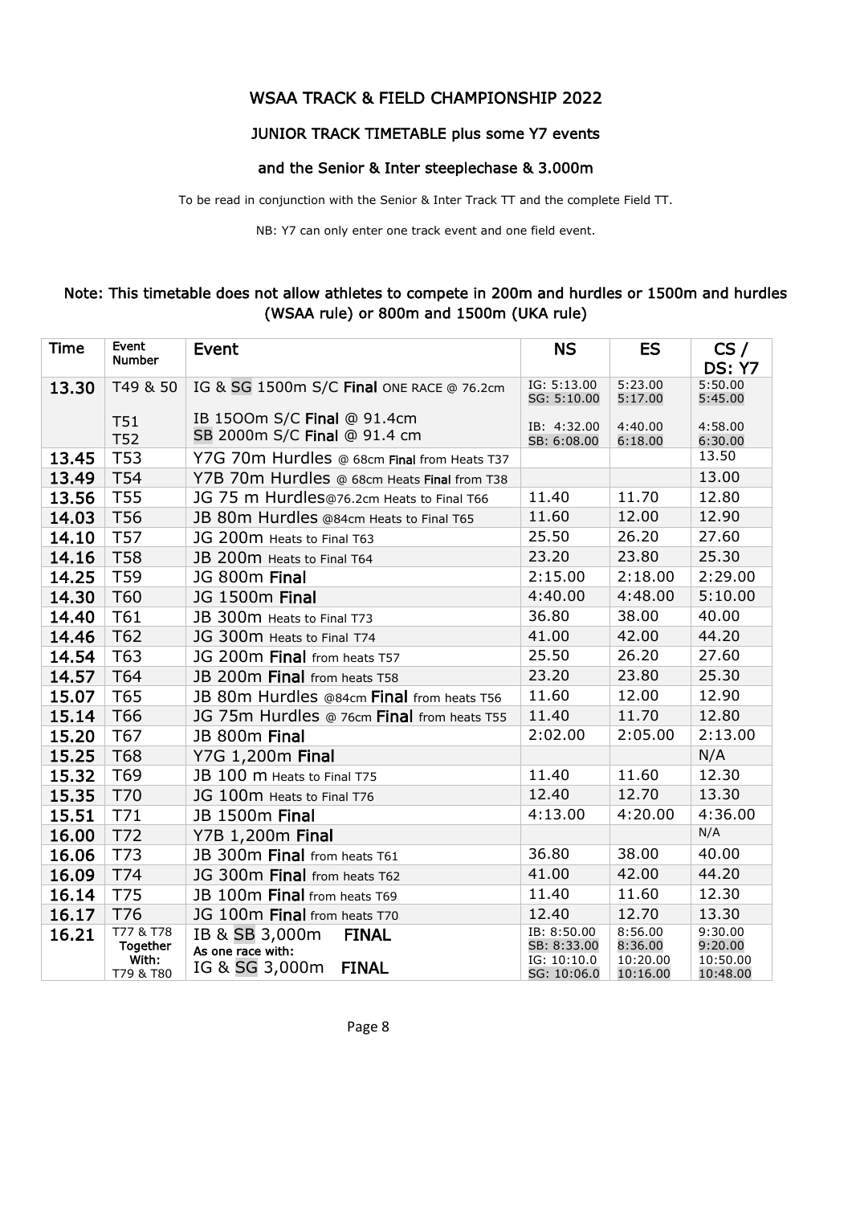## WSAA TRACK & FIELD CHAMPIONSHIP 2022

### JUNIOR TRACK TIMETABLE plus some Y7 events

### and the Senior & Inter steeplechase & 3.000m

To be read in conjunction with the Senior & Inter Track TT and the complete Field TT.

NB: Y7 can only enter one track event and one field event.

**Note: This timetable does not allow athletes to compete in 200m and hurdles or 1500m and hurdles (WSAA rule) or 800m and 1500m (UKA rule)**

| Time | Event Number | Event | NS | ES | CS / DS: Y7 |
|---|---|---|---|---|---|
| **13.30** | T49 & 50<br><br>T51<br>T52 | IG & SG 1500m S/C **Final** ONE RACE @ 76.2cm<br><br>IB 15OOm S/C **Final** @ 91.4cm<br>SB 2000m S/C **Final** @ 91.4 cm | IG: 5:13.00<br>SG: 5:10.00<br><br>IB: 4:32.00<br>SB: 6:08.00 | 5:23.00<br>5:17.00<br><br>4:40.00<br>6:18.00 | 5:50.00<br>5:45.00<br><br>4:58.00<br>6:30.00 |
| **13.45** | T53 | Y7G 70m Hurdles @ 68cm **Final** from Heats T37 | | | 13.50 |
| **13.49** | T54 | Y7B 70m Hurdles @ 68cm Heats **Final** from T38 | | | 13.00 |
| **13.56** | T55 | JG 75 m Hurdles@76.2cm Heats to Final T66 | 11.40 | 11.70 | 12.80 |
| **14.03** | T56 | JB 80m Hurdles @84cm Heats to Final T65 | 11.60 | 12.00 | 12.90 |
| **14.10** | T57 | JG 200m Heats to Final T63 | 25.50 | 26.20 | 27.60 |
| **14.16** | T58 | JB 200m Heats to Final T64 | 23.20 | 23.80 | 25.30 |
| **14.25** | T59 | JG 800m **Final** | 2:15.00 | 2:18.00 | 2:29.00 |
| **14.30** | T60 | JG 1500m **Final** | 4:40.00 | 4:48.00 | 5:10.00 |
| **14.40** | T61 | JB 300m Heats to Final T73 | 36.80 | 38.00 | 40.00 |
| **14.46** | T62 | JG 300m Heats to Final T74 | 41.00 | 42.00 | 44.20 |
| **14.54** | T63 | JG 200m **Final** from heats T57 | 25.50 | 26.20 | 27.60 |
| **14.57** | T64 | JB 200m **Final** from heats T58 | 23.20 | 23.80 | 25.30 |
| **15.07** | T65 | JB 80m Hurdles @84cm **Final** from heats T56 | 11.60 | 12.00 | 12.90 |
| **15.14** | T66 | JG 75m Hurdles @ 76cm **Final** from heats T55 | 11.40 | 11.70 | 12.80 |
| **15.20** | T67 | JB 800m **Final** | 2:02.00 | 2:05.00 | 2:13.00 |
| **15.25** | T68 | Y7G 1,200m **Final** | | | N/A |
| **15.32** | T69 | JB 100 m Heats to Final T75 | 11.40 | 11.60 | 12.30 |
| **15.35** | T70 | JG 100m Heats to Final T76 | 12.40 | 12.70 | 13.30 |
| **15.51** | T71 | JB 1500m **Final** | 4:13.00 | 4:20.00 | 4:36.00 |
| **16.00** | T72 | Y7B 1,200m **Final** | | | N/A |
| **16.06** | T73 | JB 300m **Final** from heats T61 | 36.80 | 38.00 | 40.00 |
| **16.09** | T74 | JG 300m **Final** from heats T62 | 41.00 | 42.00 | 44.20 |
| **16.14** | T75 | JB 100m **Final** from heats T69 | 11.40 | 11.60 | 12.30 |
| **16.17** | T76 | JG 100m **Final** from heats T70 | 12.40 | 12.70 | 13.30 |
| **16.21** | T77 & T78 **Together With:** T79 & T80 | IB & SB 3,000m **FINAL**<br>**As one race with:**<br>IG & SG 3,000m **FINAL** | IB: 8:50.00<br>SB: 8:33.00<br>IG: 10:10.0<br>SG: 10:06.0 | 8:56.00<br>8:36.00<br>10:20.00<br>10:16.00 | 9:30.00<br>9:20.00<br>10:50.00<br>10:48.00 |